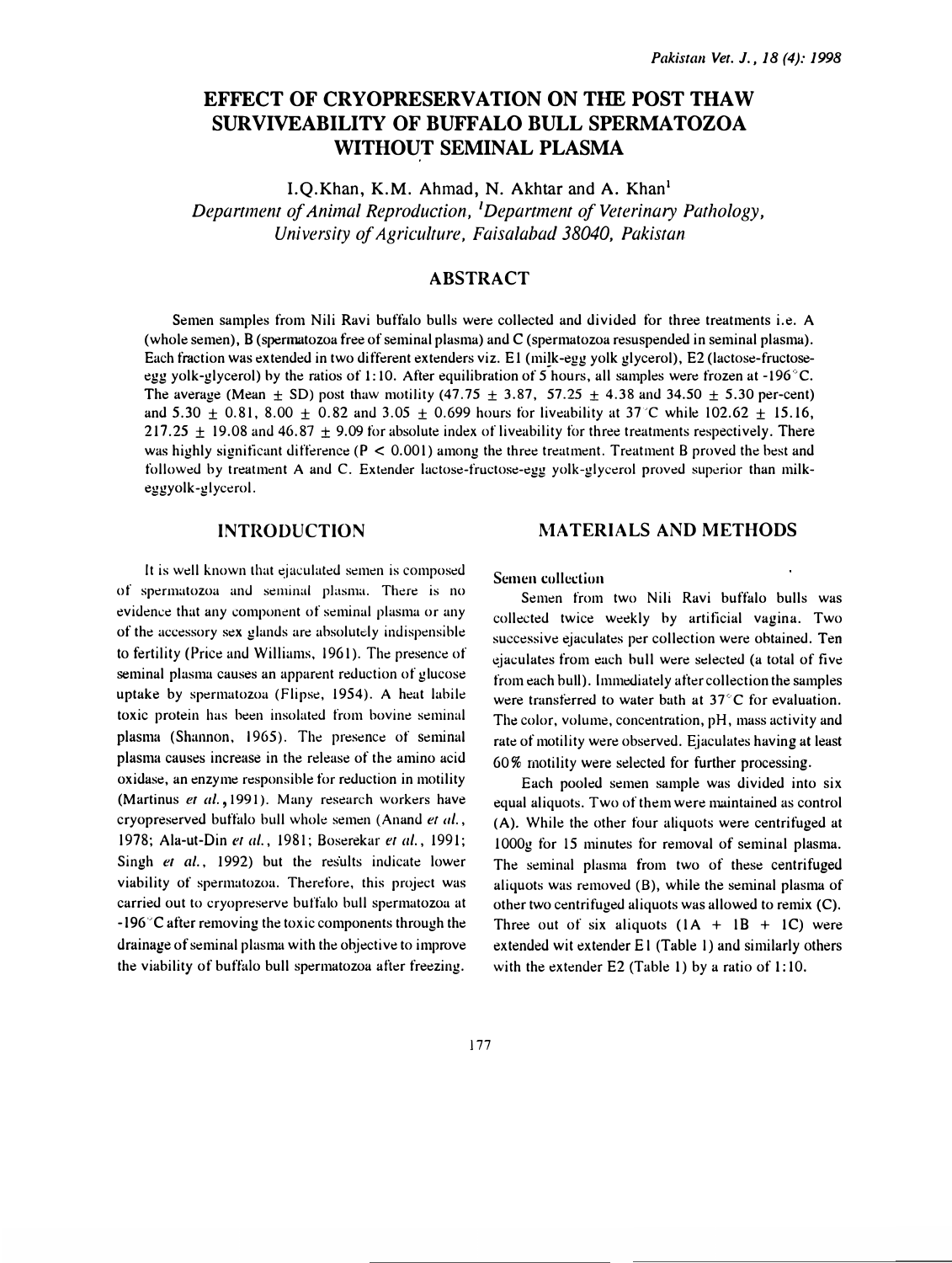# EFFECT OF CRYOPRESERVATION ON THE POST THAW SURVIVEABILITY OF BUFFALO BULL SPERMATOZOA WITHOUT SEMINAL PLASMA

I.Q.Khan, K.M. Ahmad, N. Akhtar and A. Khan[1]

*Department of Animal Reproduction, [1]Department of Veterinary Pathology, University of Agriculture, Faisalabad 38040, Pakistan*

## ABSTRACT

Semen samples from Nili Ravi buffalo bulls were collected and divided for three treatments i.e. A (whole semen), B (spermatozoa free of seminal plasma) and C (spermatozoa resuspended in seminal plasma). Each fraction was extended in two different extenders viz. E1 (milk-egg yolk glycerol), E2 (lactose-fructose-egg yolk-glycerol) by the ratios of 1:10. After equilibration of 5 hours, all samples were frozen at -196°C. The average (Mean ± SD) post thaw motility (47.75 ± 3.87, 57.25 ± 4.38 and 34.50 ± 5.30 per-cent) and 5.30 ± 0.81, 8.00 ± 0.82 and 3.05 ± 0.699 hours for liveability at 37°C while 102.62 ± 15.16, 217.25 ± 19.08 and 46.87 ± 9.09 for absolute index of liveability for three treatments respectively. There was highly significant difference ($P < 0.001$) among the three treatment. Treatment B proved the best and followed by treatment A and C. Extender lactose-fructose-egg yolk-glycerol proved superior than milk-eggyolk-glycerol.

## INTRODUCTION

It is well known that ejaculated semen is composed of spermatozoa and seminal plasma. There is no evidence that any component of seminal plasma or any of the accessory sex glands are absolutely indispensible to fertility (Price and Williams, 1961). The presence of seminal plasma causes an apparent reduction of glucose uptake by spermatozoa (Flipse, 1954). A heat labile toxic protein has been insolated from bovine seminal plasma (Shannon, 1965). The presence of seminal plasma causes increase in the release of the amino acid oxidase, an enzyme responsible for reduction in motility (Martinus *et al.*, 1991). Many research workers have cryopreserved buffalo bull whole semen (Anand *et al.*, 1978; Ala-ut-Din *et al.*, 1981; Boserekar *et al.*, 1991; Singh *et al.*, 1992) but the results indicate lower viability of spermatozoa. Therefore, this project was carried out to cryopreserve buffalo bull spermatozoa at -196°C after removing the toxic components through the drainage of seminal plasma with the objective to improve the viability of buffalo bull spermatozoa after freezing.

## MATERIALS AND METHODS

### Semen collection

Semen from two Nili Ravi buffalo bulls was collected twice weekly by artificial vagina. Two successive ejaculates per collection were obtained. Ten ejaculates from each bull were selected (a total of five from each bull). Immediately after collection the samples were transferred to water bath at 37°C for evaluation. The color, volume, concentration, pH, mass activity and rate of motility were observed. Ejaculates having at least 60% motility were selected for further processing.

Each pooled semen sample was divided into six equal aliquots. Two of them were maintained as control (A). While the other four aliquots were centrifuged at 1000g for 15 minutes for removal of seminal plasma. The seminal plasma from two of these centrifuged aliquots was removed (B), while the seminal plasma of other two centrifuged aliquots was allowed to remix (C). Three out of six aliquots (1A + 1B + 1C) were extended wit extender E1 (Table 1) and similarly others with the extender E2 (Table 1) by a ratio of 1:10.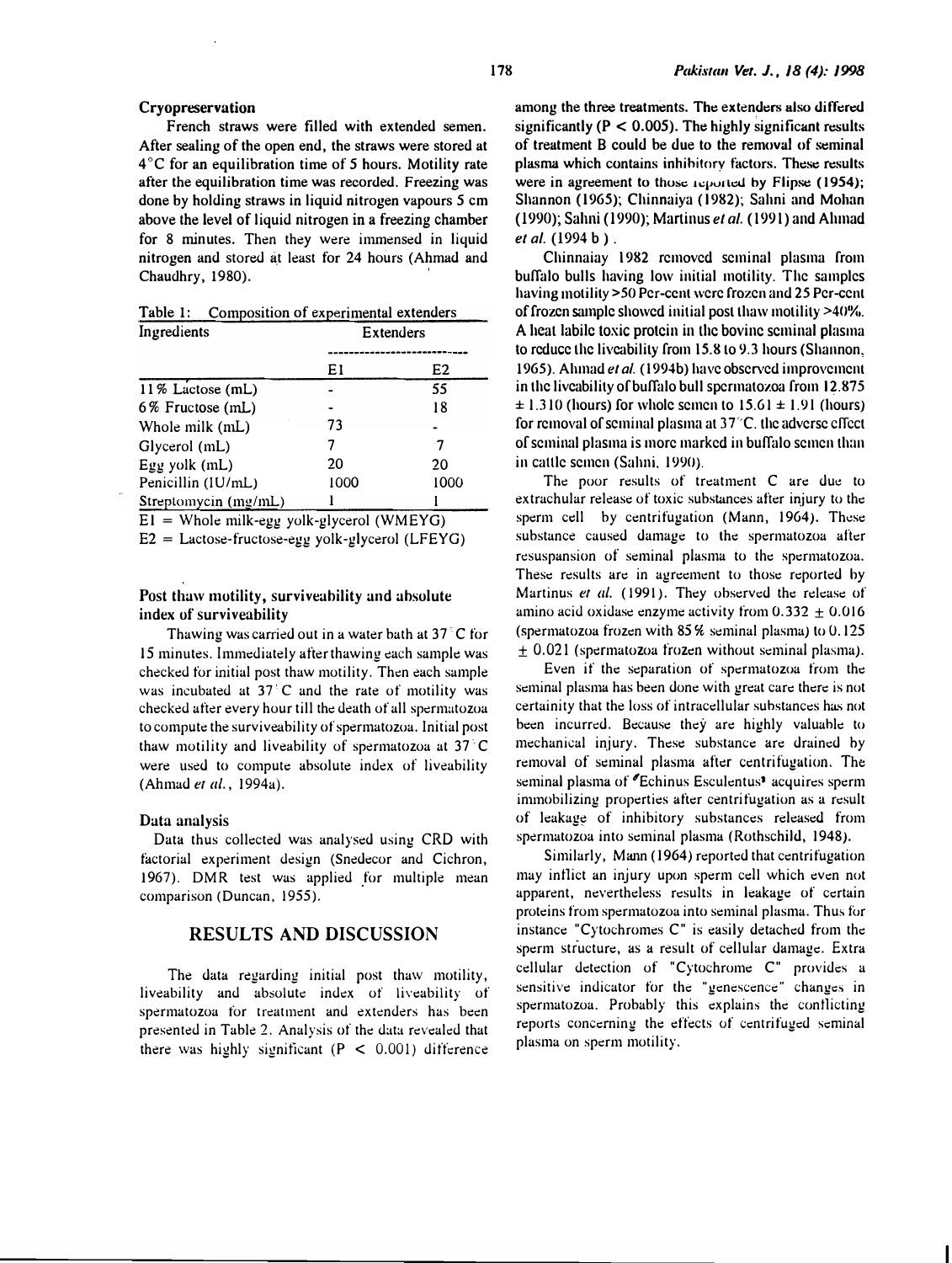### Cryopreservation

French straws were filled with extended semen. After sealing of the open end, the straws were stored at 4°C for an equilibration time of 5 hours. Motility rate after the equilibration time was recorded. Freezing was done by holding straws in liquid nitrogen vapours 5 cm above the level of liquid nitrogen in a freezing chamber for 8 minutes. Then they were immensed in liquid nitrogen and stored at least for 24 hours (Ahmad and Chaudhry, 1980).

Table 1: Composition of experimental extenders

| Ingredients | Extenders | |
|---|---|---|
| | E1 | E2 |
| 11% Lactose (mL) | - | 55 |
| 6% Fructose (mL) | - | 18 |
| Whole milk (mL) | 73 | - |
| Glycerol (mL) | 7 | 7 |
| Egg yolk (mL) | 20 | 20 |
| Penicillin (IU/mL) | 1000 | 1000 |
| Streptomycin (mg/mL) | 1 | 1 |

E1 = Whole milk-egg yolk-glycerol (WMEYG)

E2 = Lactose-fructose-egg yolk-glycerol (LFEYG)

### Post thaw motility, surviveability and absolute index of surviveability

Thawing was carried out in a water bath at 37°C for 15 minutes. Immediately after thawing each sample was checked for initial post thaw motility. Then each sample was incubated at 37°C and the rate of motility was checked after every hour till the death of all spermatozoa to compute the surviveability of spermatozoa. Initial post thaw motility and liveability of spermatozoa at 37°C were used to compute absolute index of liveability (Ahmad *et al.*, 1994a).

### Data analysis

Data thus collected was analysed using CRD with factorial experiment design (Snedecor and Cichron, 1967). DMR test was applied for multiple mean comparison (Duncan, 1955).

## RESULTS AND DISCUSSION

The data regarding initial post thaw motility, liveability and absolute index of liveability of spermatozoa for treatment and extenders has been presented in Table 2. Analysis of the data revealed that there was highly significant ($P < 0.001$) difference among the three treatments. The extenders also differed significantly ($P < 0.005$). The highly significant results of treatment B could be due to the removal of seminal plasma which contains inhibitory factors. These results were in agreement to those reported by Flipse (1954); Shannon (1965); Chinnaiya (1982); Sahni and Mohan (1990); Sahni (1990); Martinus *et al.* (1991) and Ahmad *et al.* (1994 b).

Chinnaiay 1982 removed seminal plasma from buffalo bulls having low initial motility. The samples having motility >50 Per-cent were frozen and 25 Per-cent of frozen sample showed initial post thaw motility >40%. A heat labile toxic protein in the bovine seminal plasma to reduce the liveability from 15.8 to 9.3 hours (Shannon, 1965). Ahmad *et al.* (1994b) have observed improvement in the liveability of buffalo bull spermatozoa from 12.875 ± 1.310 (hours) for whole semen to 15.61 ± 1.91 (hours) for removal of seminal plasma at 37°C. the adverse effect of seminal plasma is more marked in buffalo semen than in cattle semen (Sahni, 1990).

The poor results of treatment C are due to extrachular release of toxic substances after injury to the sperm cell by centrifugation (Mann, 1964). These substance caused damage to the spermatozoa after resuspension of seminal plasma to the spermatozoa. These results are in agreement to those reported by Martinus *et al.* (1991). They observed the release of amino acid oxidase enzyme activity from 0.332 ± 0.016 (spermatozoa frozen with 85% seminal plasma) to 0.125 ± 0.021 (spermatozoa frozen without seminal plasma).

Even if the separation of spermatozoa from the seminal plasma has been done with great care there is not certainity that the loss of intracellular substances has not been incurred. Because they are highly valuable to mechanical injury. These substance are drained by removal of seminal plasma after centrifugation. The seminal plasma of "Echinus Esculentus" acquires sperm immobilizing properties after centrifugation as a result of leakage of inhibitory substances released from spermatozoa into seminal plasma (Rothschild, 1948).

Similarly, Mann (1964) reported that centrifugation may inflict an injury upon sperm cell which even not apparent, nevertheless results in leakage of certain proteins from spermatozoa into seminal plasma. Thus for instance "Cytochromes C" is easily detached from the sperm structure, as a result of cellular damage. Extra cellular detection of "Cytochrome C" provides a sensitive indicator for the "genescence" changes in spermatozoa. Probably this explains the conflicting reports concerning the effects of centrifuged seminal plasma on sperm motility.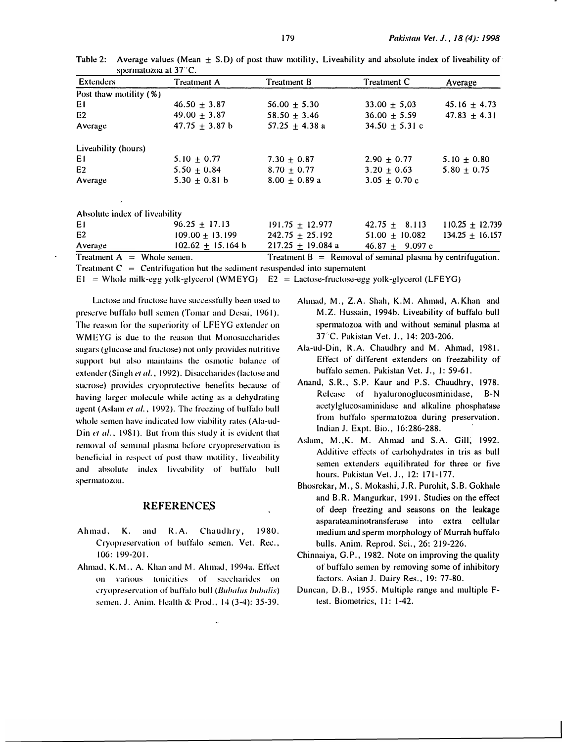Table 2: Average values (Mean ± S.D) of post thaw motility, Liveability and absolute index of liveability of spermatozoa at 37°C.

| Extenders | Treatment A | Treatment B | Treatment C | Average |
|---|---|---|---|---|
| Post thaw motility (%) | | | | |
| E1 | 46.50 ± 3.87 | 56.00 ± 5.30 | 33.00 ± 5,03 | 45.16 ± 4.73 |
| E2 | 49.00 ± 3.87 | 58.50 ± 3.46 | 36.00 ± 5.59 | 47.83 ± 4.31 |
| Average | 47.75 ± 3.87 b | 57.25 ± 4.38 a | 34.50 ± 5.31 c | |
| Liveability (hours) | | | | |
| E1 | 5.10 ± 0.77 | 7.30 ± 0.87 | 2.90 ± 0.77 | 5.10 ± 0.80 |
| E2 | 5.50 ± 0.84 | 8.70 ± 0.77 | 3.20 ± 0.63 | 5.80 ± 0.75 |
| Average | 5.30 ± 0.81 b | 8.00 ± 0.89 a | 3.05 ± 0.70 c | |
| Absolute index of liveability | | | | |
| E1 | 96.25 ± 17.13 | 191.75 ± 12.977 | 42.75 ± 8.113 | 110.25 ± 12.739 |
| E2 | 109.00 ± 13.199 | 242.75 ± 25.192 | 51.00 ± 10.082 | 134.25 ± 16.157 |
| Average | 102.62 ± 15.164 b | 217.25 ± 19.084 a | 46.87 ± 9.097 c | |

Treatment A = Whole semen. Treatment B = Removal of seminal plasma by centrifugation.
Treatment C = Centrifugation but the sediment resuspended into supernatent
E1 = Whole milk-egg yolk-glycerol (WMEYG) E2 = Lactose-fructose-egg yolk-glycerol (LFEYG)

Lactose and fructose have successfully been used to preserve buffalo bull semen (Tomar and Desai, 1961). The reason for the superiority of LFEYG extender on WMEYG is due to the reason that Monosaccharides sugars (glucose and fructose) not only provides nutritive support but also maintains the osmotic balance of extender (Singh *et al.*, 1992). Disaccharides (lactose and sucrose) provides cryoprotective benefits because of having larger molecule while acting as a dehydrating agent (Aslam *et al.*, 1992). The freezing of buffalo bull whole semen have indicated low viability rates (Ala-ud-Din *et al.*, 1981). But from this study it is evident that removal of seminal plasma before cryopreservation is beneficial in respect of post thaw motility, liveability and absolute index liveability of buffalo bull spermatozoa.

## REFERENCES

Ahmad, K. and R.A. Chaudhry, 1980. Cryopreservation of buffalo semen. Vet. Rec., 106: 199-201.

Ahmad, K.M., A. Khan and M. Ahmad, 1994a. Effect on various tonicities of saccharides on cryopreservation of buffalo bull (*Bubalus bubalis*) semen. J. Anim. Health & Prod., 14 (3-4): 35-39.

Ahmad, M., Z.A. Shah, K.M. Ahmad, A. Khan and M.Z. Hussain, 1994b. Liveability of buffalo bull spermatozoa with and without seminal plasma at 37°C. Pakistan Vet. J., 14: 203-206.

Ala-ud-Din, R.A. Chaudhry and M. Ahmad, 1981. Effect of different extenders on freezability of buffalo semen. Pakistan Vet. J., 1: 59-61.

Anand, S.R., S.P. Kaur and P.S. Chaudhry, 1978. Release of hyaluronoglucosminidase, B-N acetylglucosaminidase and alkaline phosphatase from buffalo spermatozoa during preservation. Indian J. Expt. Bio., 16:286-288.

Aslam, M., K. M. Ahmad and S.A. Gill, 1992. Additive effects of carbohydrates in tris as bull semen extenders equilibrated for three or five hours. Pakistan Vet. J., 12: 171-177.

Bhosrekar, M., S. Mokashi, J.R. Purohit, S.B. Gokhale and B.R. Mangurkar, 1991. Studies on the effect of deep freezing and seasons on the leakage asparateaminotransferase into extra cellular medium and sperm morphology of Murrah buffalo bulls. Anim. Reprod. Sci., 26: 219-226.

Chinnaiya, G.P., 1982. Note on improving the quality of buffalo semen by removing some of inhibitory factors. Asian J. Dairy Res., 19: 77-80.

Duncan, D.B., 1955. Multiple range and multiple F-test. Biometrics, 11: 1-42.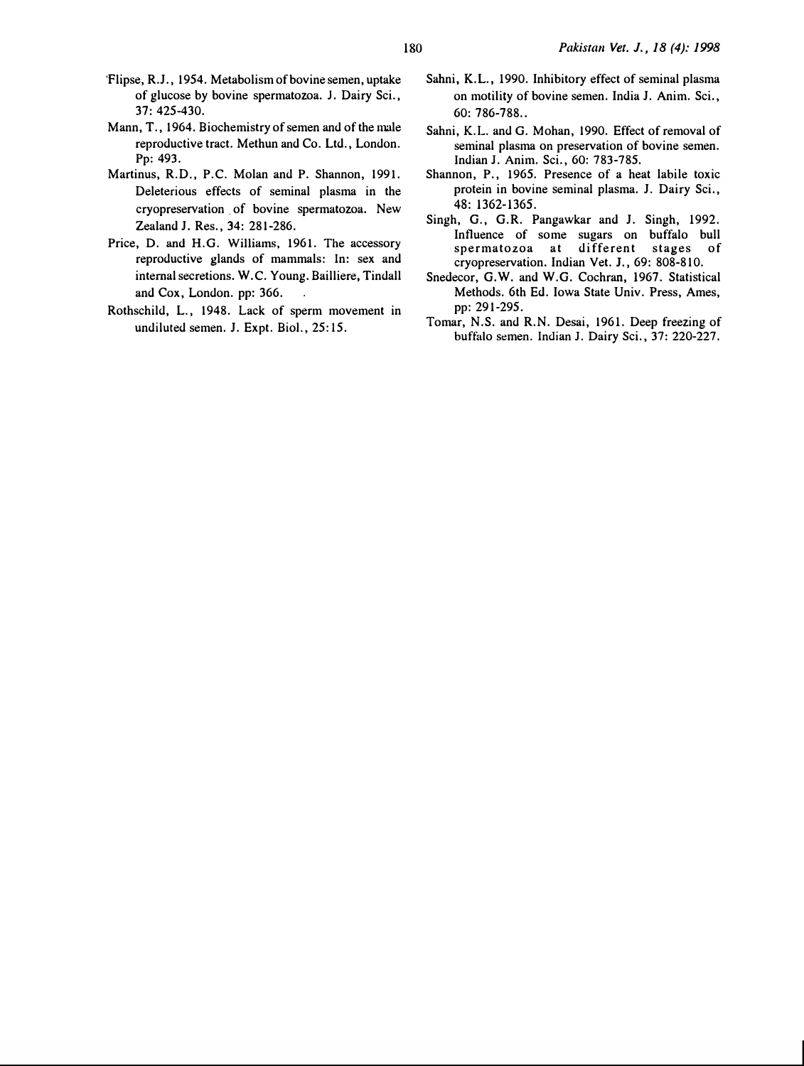Flipse, R.J., 1954. Metabolism of bovine semen, uptake of glucose by bovine spermatozoa. J. Dairy Sci., 37: 425-430.

Mann, T., 1964. Biochemistry of semen and of the male reproductive tract. Methun and Co. Ltd., London. Pp: 493.

Martinus, R.D., P.C. Molan and P. Shannon, 1991. Deleterious effects of seminal plasma in the cryopreservation of bovine spermatozoa. New Zealand J. Res., 34: 281-286.

Price, D. and H.G. Williams, 1961. The accessory reproductive glands of mammals: In: sex and internal secretions. W.C. Young. Bailliere, Tindall and Cox, London. pp: 366.

Rothschild, L., 1948. Lack of sperm movement in undiluted semen. J. Expt. Biol., 25:15.

Sahni, K.L., 1990. Inhibitory effect of seminal plasma on motility of bovine semen. India J. Anim. Sci., 60: 786-788..

Sahni, K.L. and G. Mohan, 1990. Effect of removal of seminal plasma on preservation of bovine semen. Indian J. Anim. Sci., 60: 783-785.

Shannon, P., 1965. Presence of a heat labile toxic protein in bovine seminal plasma. J. Dairy Sci., 48: 1362-1365.

Singh, G., G.R. Pangawkar and J. Singh, 1992. Influence of some sugars on buffalo bull spermatozoa at different stages of cryopreservation. Indian Vet. J., 69: 808-810.

Snedecor, G.W. and W.G. Cochran, 1967. Statistical Methods. 6th Ed. Iowa State Univ. Press, Ames, pp: 291-295.

Tomar, N.S. and R.N. Desai, 1961. Deep freezing of buffalo semen. Indian J. Dairy Sci., 37: 220-227.